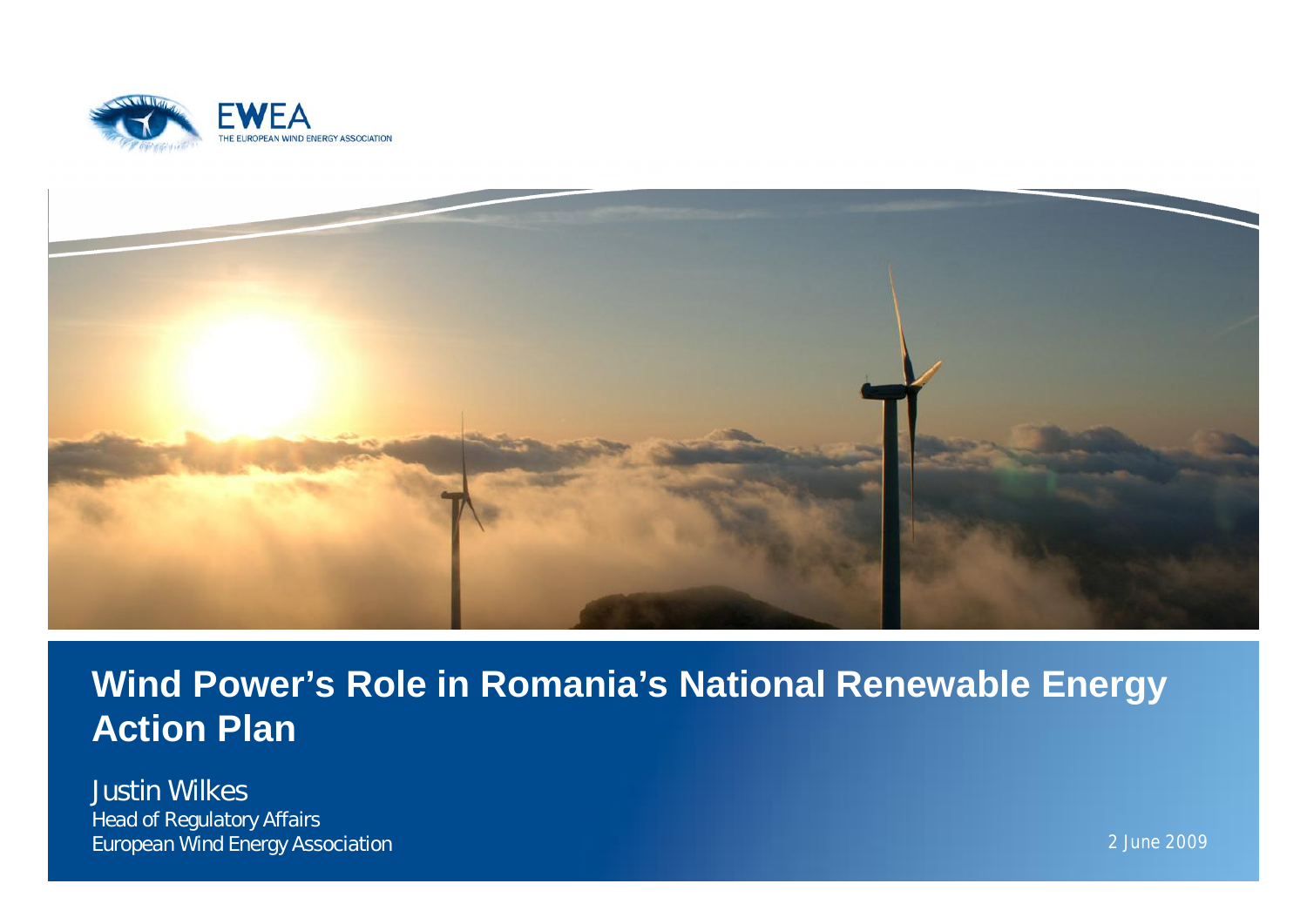EWEA
THE EUROPEAN WIND ENERGY ASSOCIATION

# Wind Power's Role in Romania's National Renewable Energy Action Plan

Justin Wilkes
Head of Regulatory Affairs
European Wind Energy Association

2 June 2009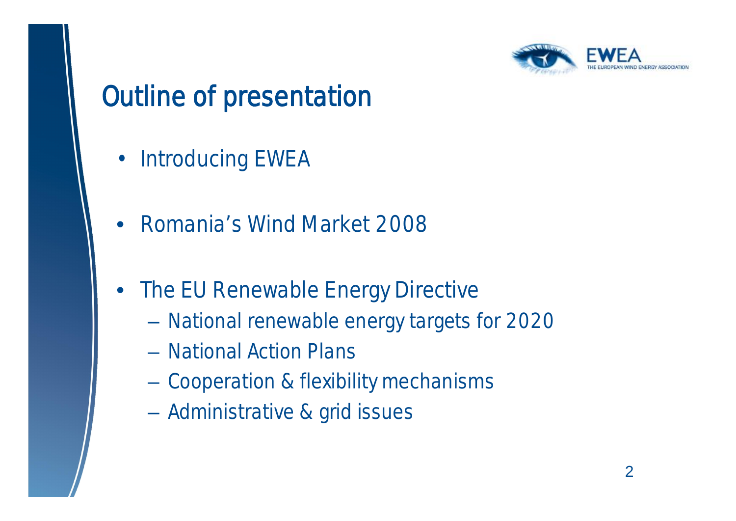# Outline of presentation

- Introducing EWEA
- Romania's Wind Market 2008
- The EU Renewable Energy Directive
  - National renewable energy targets for 2020
  - National Action Plans
  - Cooperation & flexibility mechanisms
  - Administrative & grid issues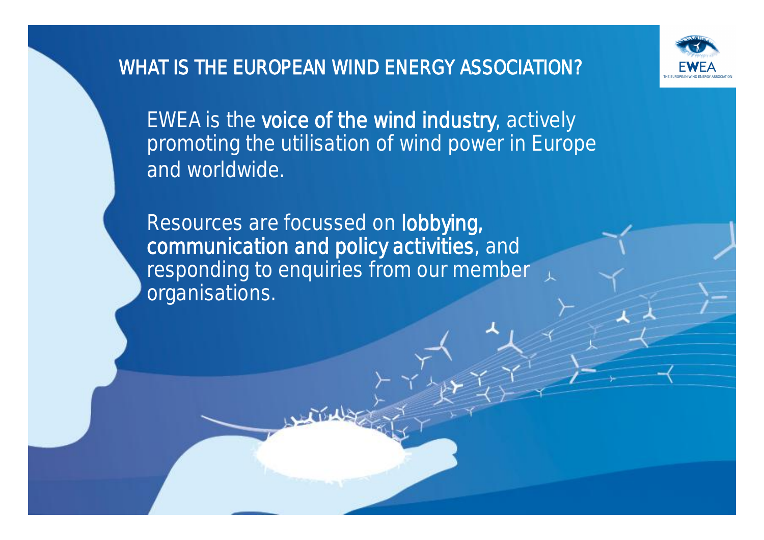# WHAT IS THE EUROPEAN WIND ENERGY ASSOCIATION?

EWEA is the **voice of the wind industry**, actively promoting the utilisation of wind power in Europe and worldwide.

Resources are focussed on **lobbying, communication and policy activities**, and responding to enquiries from our member organisations.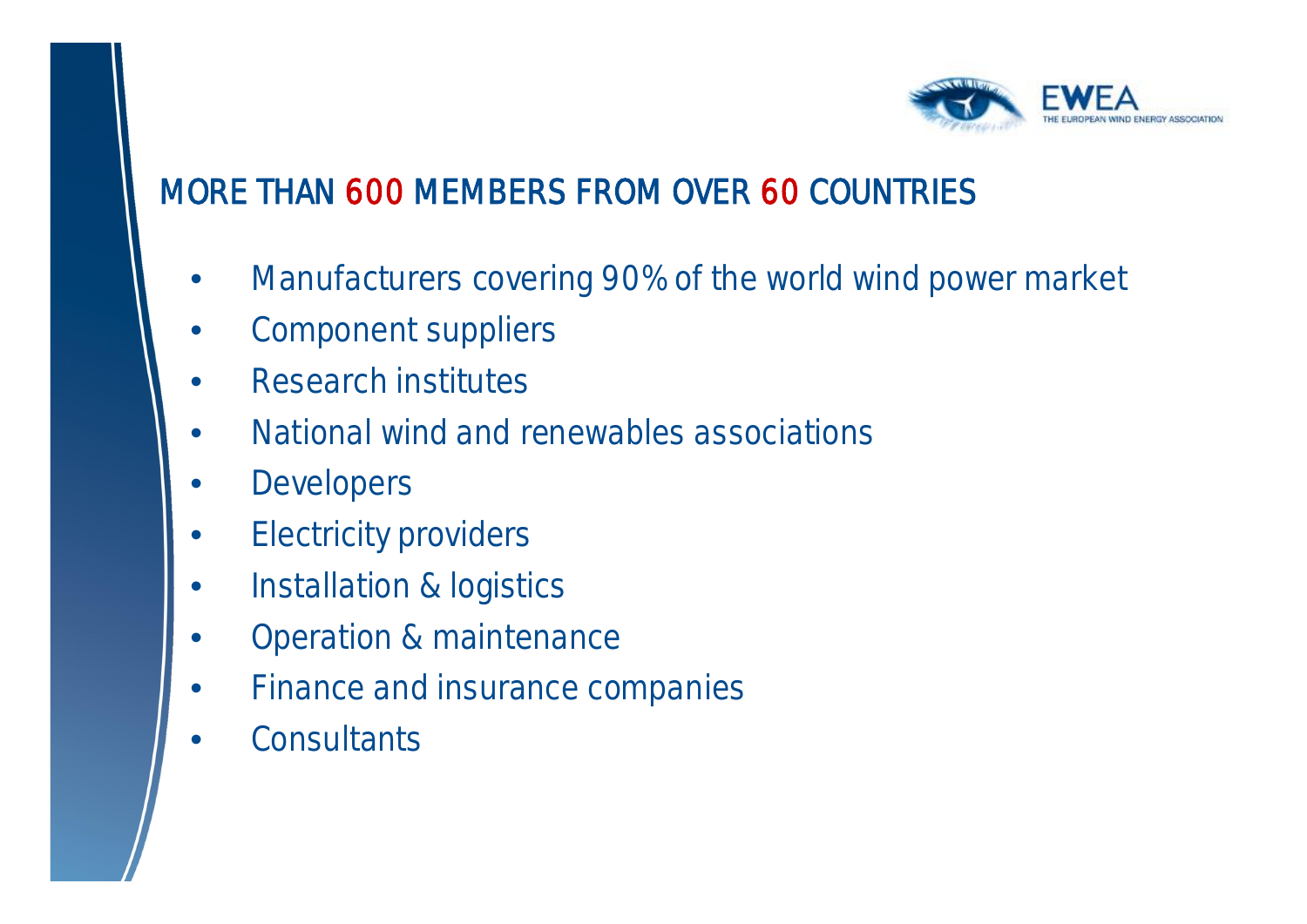## MORE THAN 600 MEMBERS FROM OVER 60 COUNTRIES

- Manufacturers covering 90% of the world wind power market
- Component suppliers
- Research institutes
- National wind and renewables associations
- Developers
- Electricity providers
- Installation & logistics
- Operation & maintenance
- Finance and insurance companies
- Consultants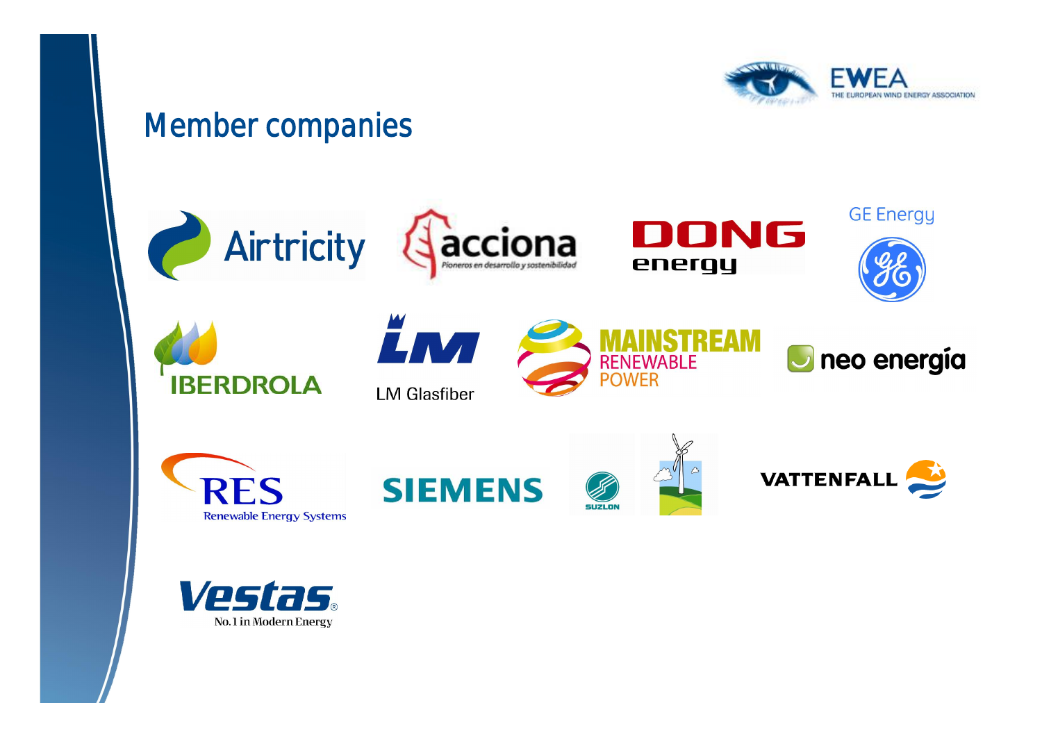# Member companies

Airtricity

acciona
Pioneros en desarrollo y sostenibilidad

DONG energy

GE Energy

IBERDROLA

LM Glasfiber

MAINSTREAM RENEWABLE POWER

neo energía

RES
Renewable Energy Systems

SIEMENS

SUZLON

VATTENFALL

Vestas®
No.1 in Modern Energy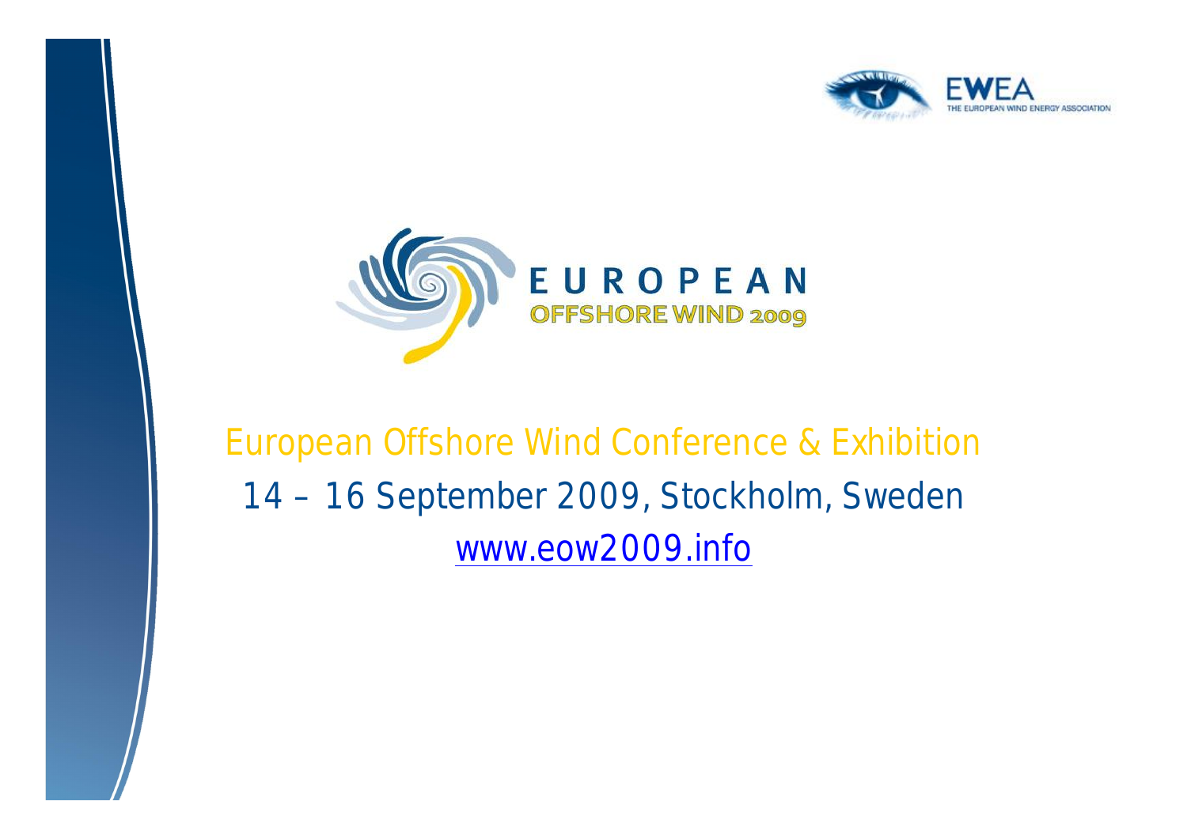EWEA

THE EUROPEAN WIND ENERGY ASSOCIATION

EUROPEAN

OFFSHORE WIND 2009

European Offshore Wind Conference & Exhibition

14 – 16 September 2009, Stockholm, Sweden

www.eow2009.info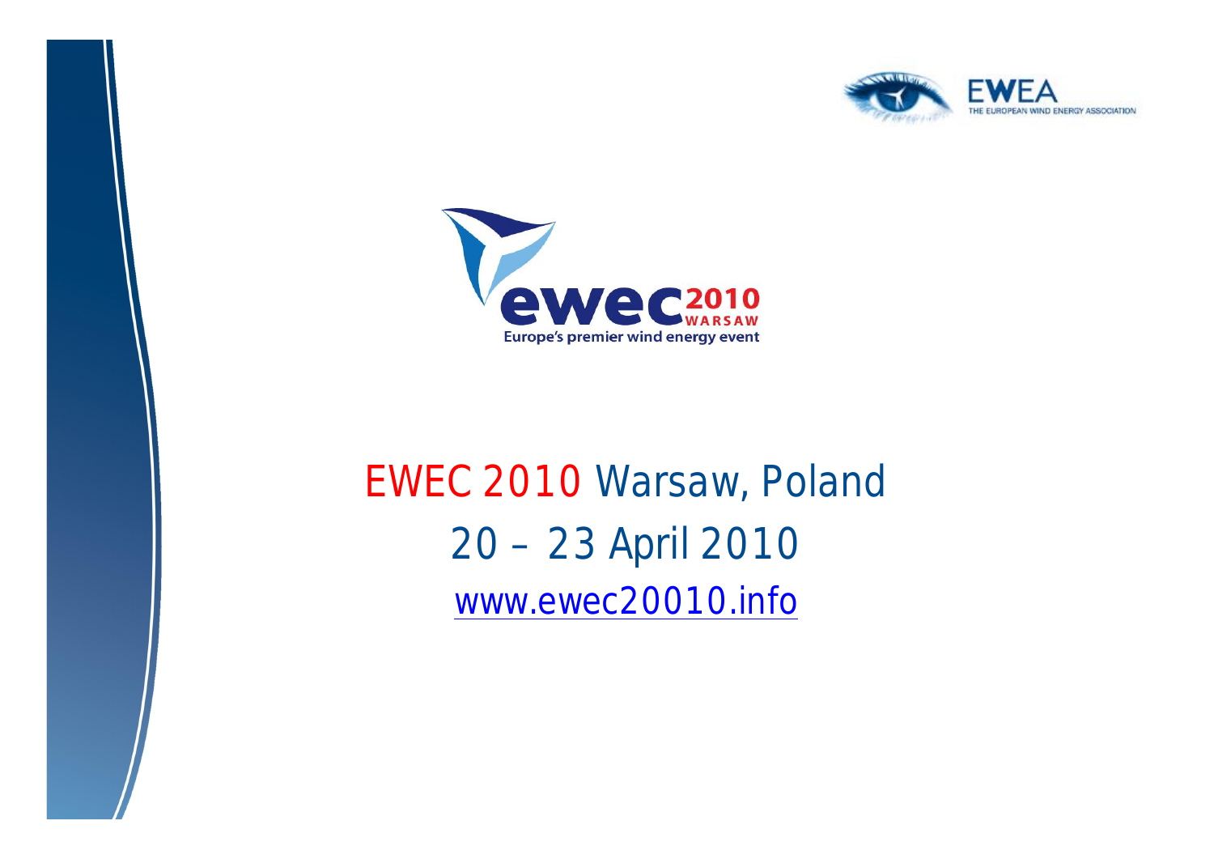EWEA
THE EUROPEAN WIND ENERGY ASSOCIATION

ewec 2010
WARSAW
Europe's premier wind energy event

EWEC 2010 Warsaw, Poland

20 – 23 April 2010

www.ewec20010.info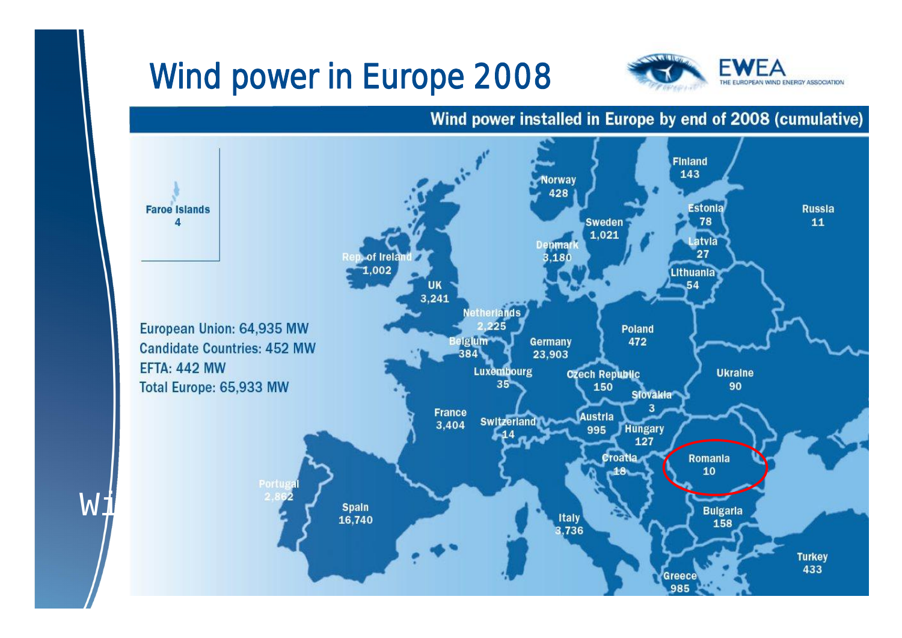# Wind power in Europe 2008

EWEA
THE EUROPEAN WIND ENERGY ASSOCIATION

## Wind power installed in Europe by end of 2008 (cumulative)

European Union: 64,935 MW
Candidate Countries: 452 MW
EFTA: 442 MW
Total Europe: 65,933 MW

| Country | MW |
|---|---|
| Faroe Islands | 4 |
| Norway | 428 |
| Finland | 143 |
| Sweden | 1,021 |
| Estonia | 78 |
| Russia | 11 |
| Latvia | 27 |
| Denmark | 3,180 |
| Rep. of Ireland | 1,002 |
| Lithuania | 54 |
| UK | 3,241 |
| Netherlands | 2,225 |
| Poland | 472 |
| Belgium | 384 |
| Germany | 23,903 |
| Luxembourg | 35 |
| Czech Republic | 150 |
| Ukraine | 90 |
| Slovakia | 3 |
| France | 3,404 |
| Switzerland | 14 |
| Austria | 995 |
| Hungary | 127 |
| Croatia | 18 |
| Romania | 10 |
| Portugal | 2,862 |
| Spain | 16,740 |
| Italy | 3,736 |
| Bulgaria | 158 |
| Turkey | 433 |
| Greece | 985 |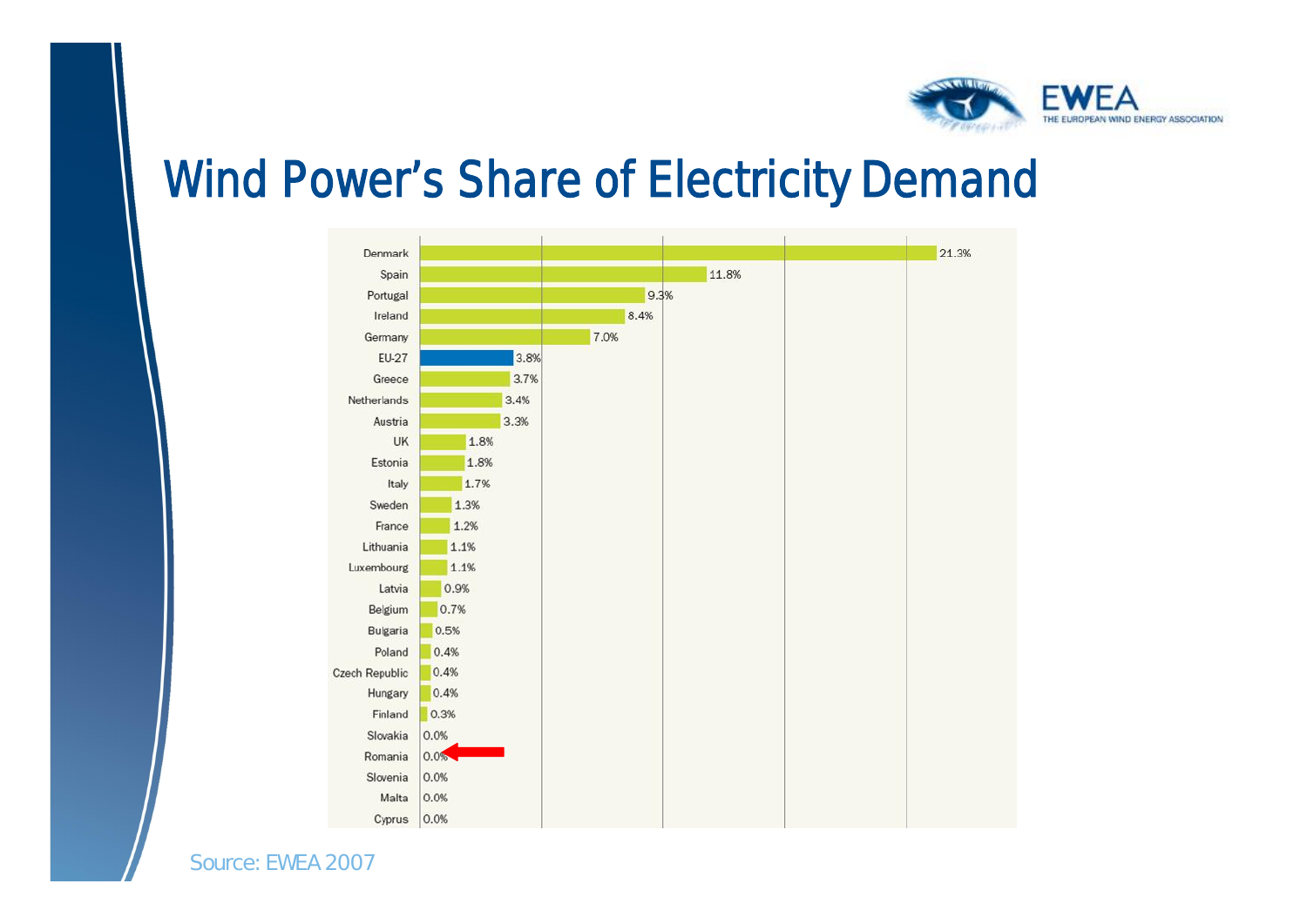# Wind Power's Share of Electricity Demand

| Country | Share |
|---|---|
| Denmark | 21.3% |
| Spain | 11.8% |
| Portugal | 9.3% |
| Ireland | 8.4% |
| Germany | 7.0% |
| EU-27 | 3.8% |
| Greece | 3.7% |
| Netherlands | 3.4% |
| Austria | 3.3% |
| UK | 1.8% |
| Estonia | 1.8% |
| Italy | 1.7% |
| Sweden | 1.3% |
| France | 1.2% |
| Lithuania | 1.1% |
| Luxembourg | 1.1% |
| Latvia | 0.9% |
| Belgium | 0.7% |
| Bulgaria | 0.5% |
| Poland | 0.4% |
| Czech Republic | 0.4% |
| Hungary | 0.4% |
| Finland | 0.3% |
| Slovakia | 0.0% |
| Romania | 0.0% |
| Slovenia | 0.0% |
| Malta | 0.0% |
| Cyprus | 0.0% |

Source: EWEA 2007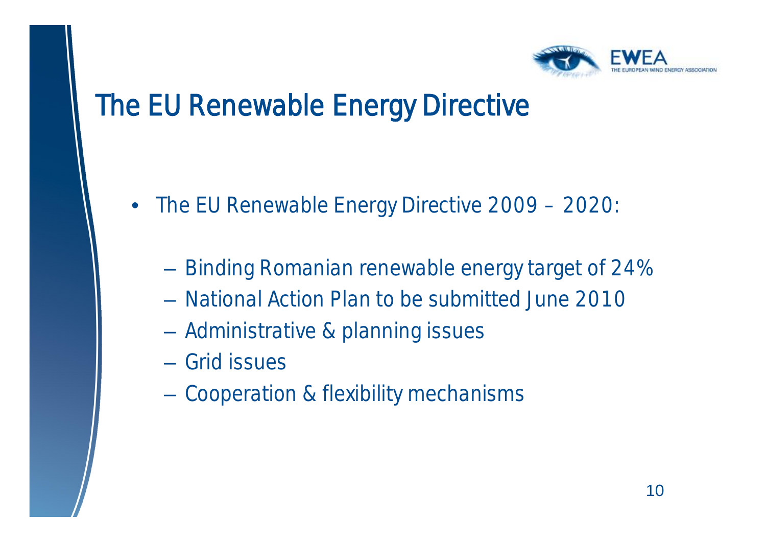# The EU Renewable Energy Directive

- The EU Renewable Energy Directive 2009 – 2020:
  - Binding Romanian renewable energy target of 24%
  - National Action Plan to be submitted June 2010
  - Administrative & planning issues
  - Grid issues
  - Cooperation & flexibility mechanisms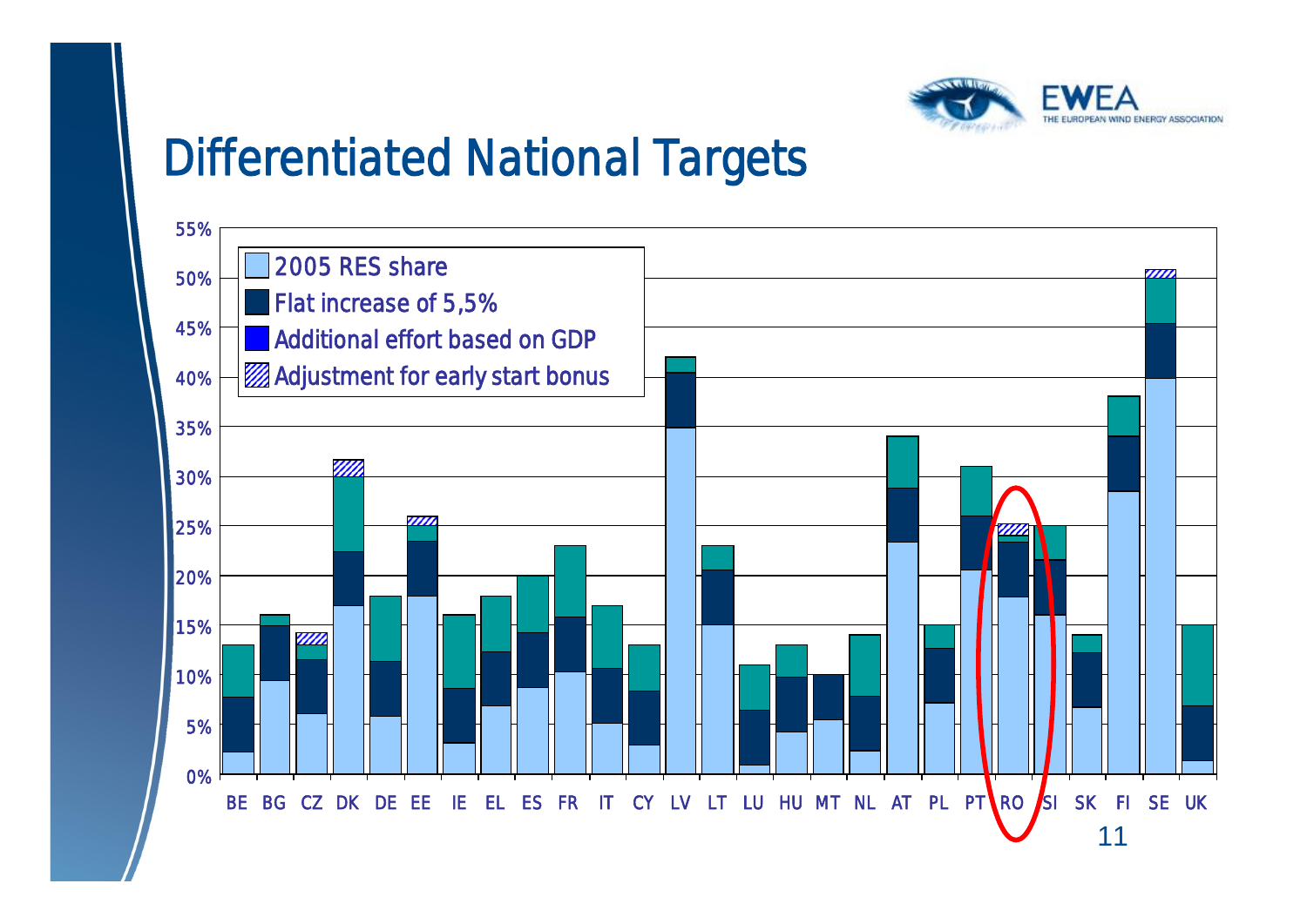# Differentiated National Targets

Chart legend:
- 2005 RES share
- Flat increase of 5,5%
- Additional effort based on GDP
- Adjustment for early start bonus

Y-axis: 0% – 55%

X-axis: BE, BG, CZ, DK, DE, EE, IE, EL, ES, FR, IT, CY, LV, LT, LU, HU, MT, NL, AT, PL, PT, RO, SI, SK, FI, SE, UK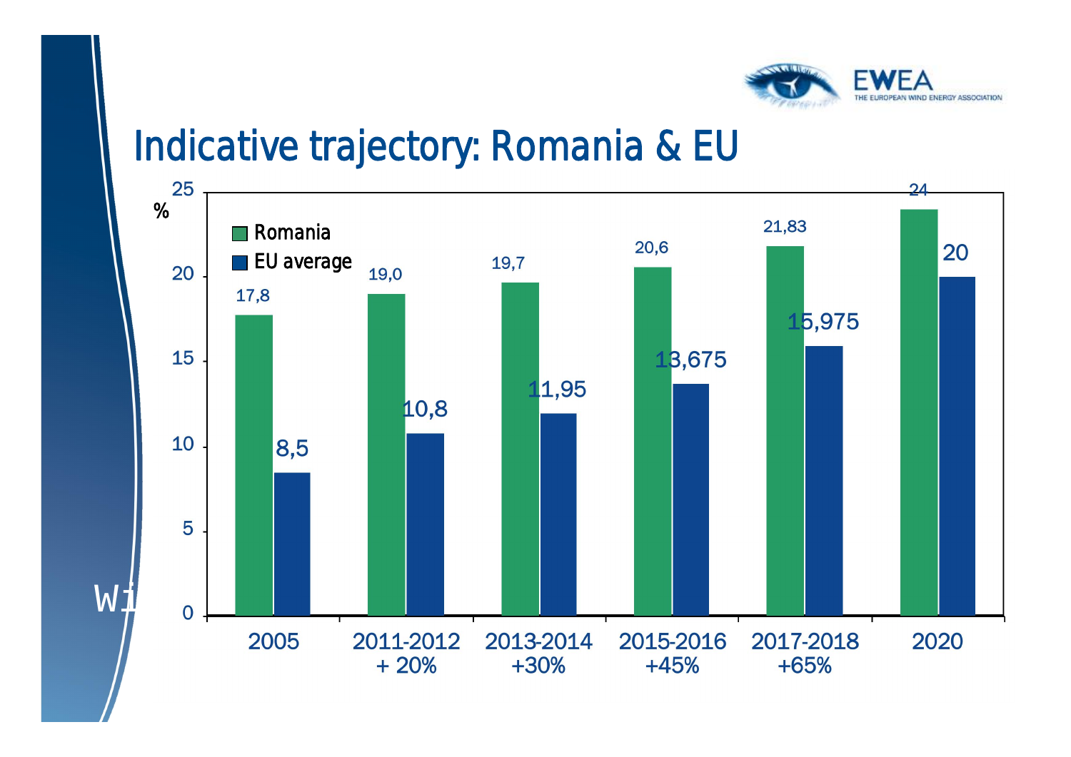# Indicative trajectory: Romania & EU

| % | Romania | EU average |
|---|---|---|
| 2005 | 17,8 | 8,5 |
| 2011-2012 + 20% | 19,0 | 10,8 |
| 2013-2014 +30% | 19,7 | 11,95 |
| 2015-2016 +45% | 20,6 | 13,675 |
| 2017-2018 +65% | 21,83 | 15,975 |
| 2020 | 24 | 20 |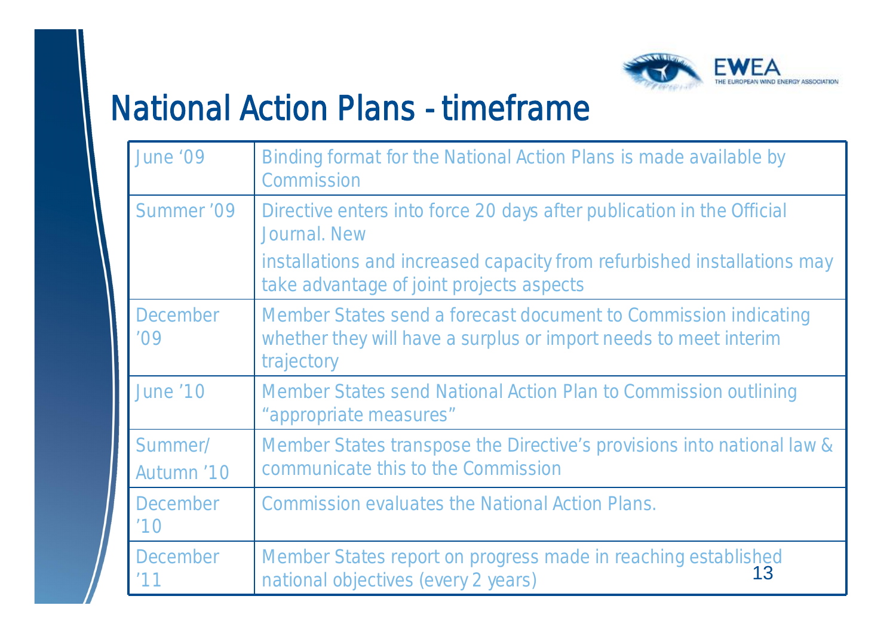# National Action Plans - timeframe

| | |
|---|---|
| June '09 | Binding format for the National Action Plans is made available by Commission |
| Summer '09 | Directive enters into force 20 days after publication in the Official Journal. New installations and increased capacity from refurbished installations may take advantage of joint projects aspects |
| December '09 | Member States send a forecast document to Commission indicating whether they will have a surplus or import needs to meet interim trajectory |
| June '10 | Member States send National Action Plan to Commission outlining "appropriate measures" |
| Summer/ Autumn '10 | Member States transpose the Directive's provisions into national law & communicate this to the Commission |
| December '10 | Commission evaluates the National Action Plans. |
| December '11 | Member States report on progress made in reaching established national objectives (every 2 years) |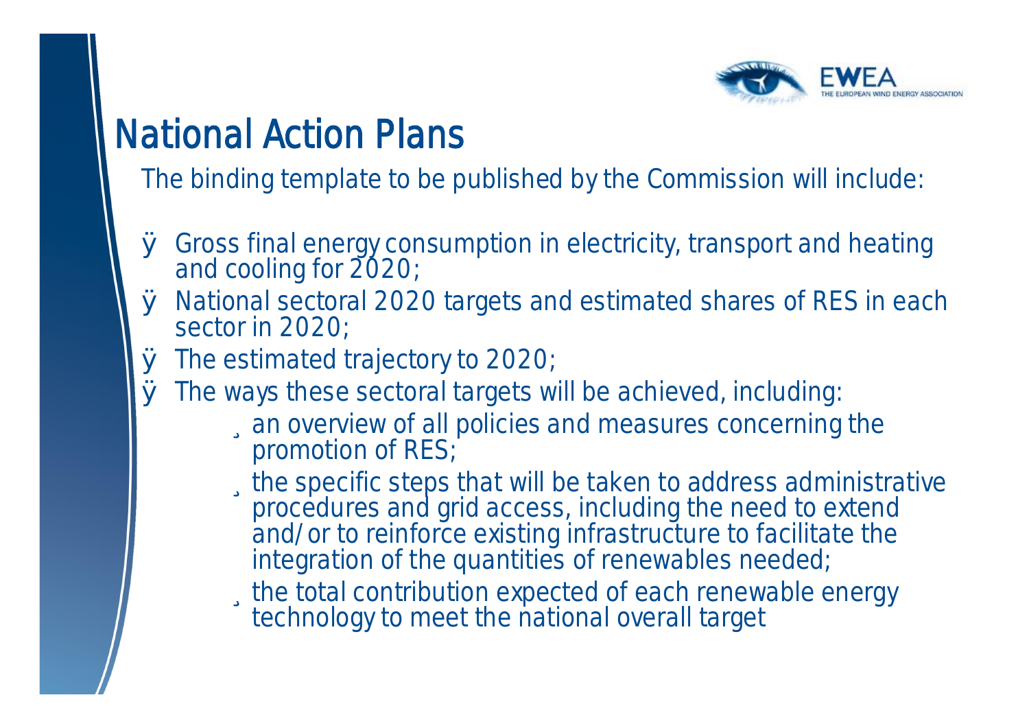# National Action Plans

The binding template to be published by the Commission will include:

- Gross final energy consumption in electricity, transport and heating and cooling for 2020;
- National sectoral 2020 targets and estimated shares of RES in each sector in 2020;
- The estimated trajectory to 2020;
- The ways these sectoral targets will be achieved, including:
  - an overview of all policies and measures concerning the promotion of RES;
  - the specific steps that will be taken to address administrative procedures and grid access, including the need to extend and/or to reinforce existing infrastructure to facilitate the integration of the quantities of renewables needed;
  - the total contribution expected of each renewable energy technology to meet the national overall target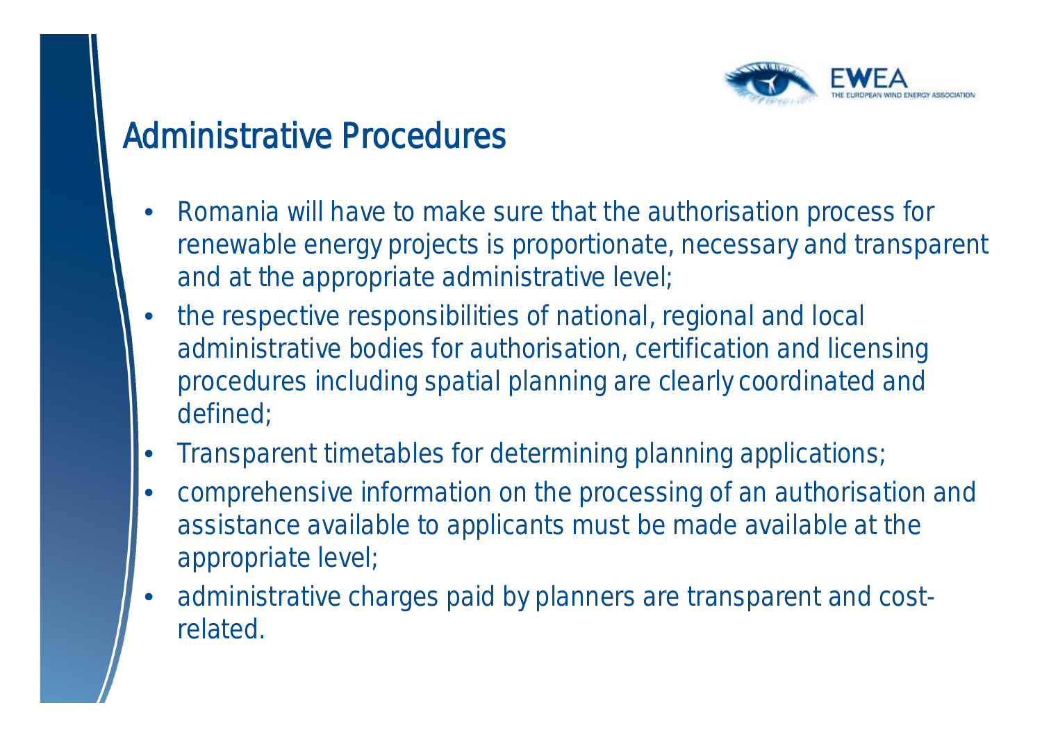# Administrative Procedures

- Romania will have to make sure that the authorisation process for renewable energy projects is proportionate, necessary and transparent and at the appropriate administrative level;
- the respective responsibilities of national, regional and local administrative bodies for authorisation, certification and licensing procedures including spatial planning are clearly coordinated and defined;
- Transparent timetables for determining planning applications;
- comprehensive information on the processing of an authorisation and assistance available to applicants must be made available at the appropriate level;
- administrative charges paid by planners are transparent and cost-related.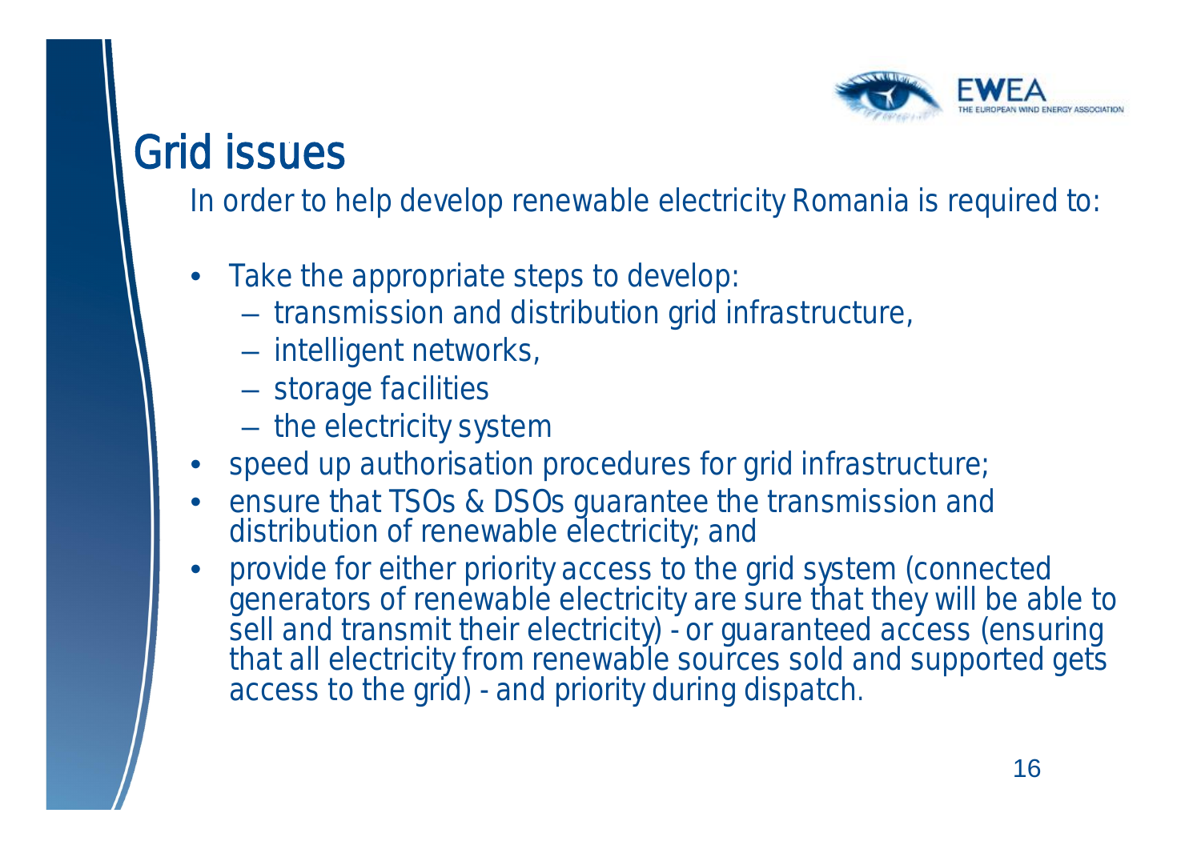# Grid issues

In order to help develop renewable electricity Romania is required to:

- Take the appropriate steps to develop:
  - transmission and distribution grid infrastructure,
  - intelligent networks,
  - storage facilities
  - the electricity system
- speed up authorisation procedures for grid infrastructure;
- ensure that TSOs & DSOs guarantee the transmission and distribution of renewable electricity; and
- provide for either priority access to the grid system (connected generators of renewable electricity are sure that they will be able to sell and transmit their electricity) - or guaranteed access (ensuring that all electricity from renewable sources sold and supported gets access to the grid) - and priority during dispatch.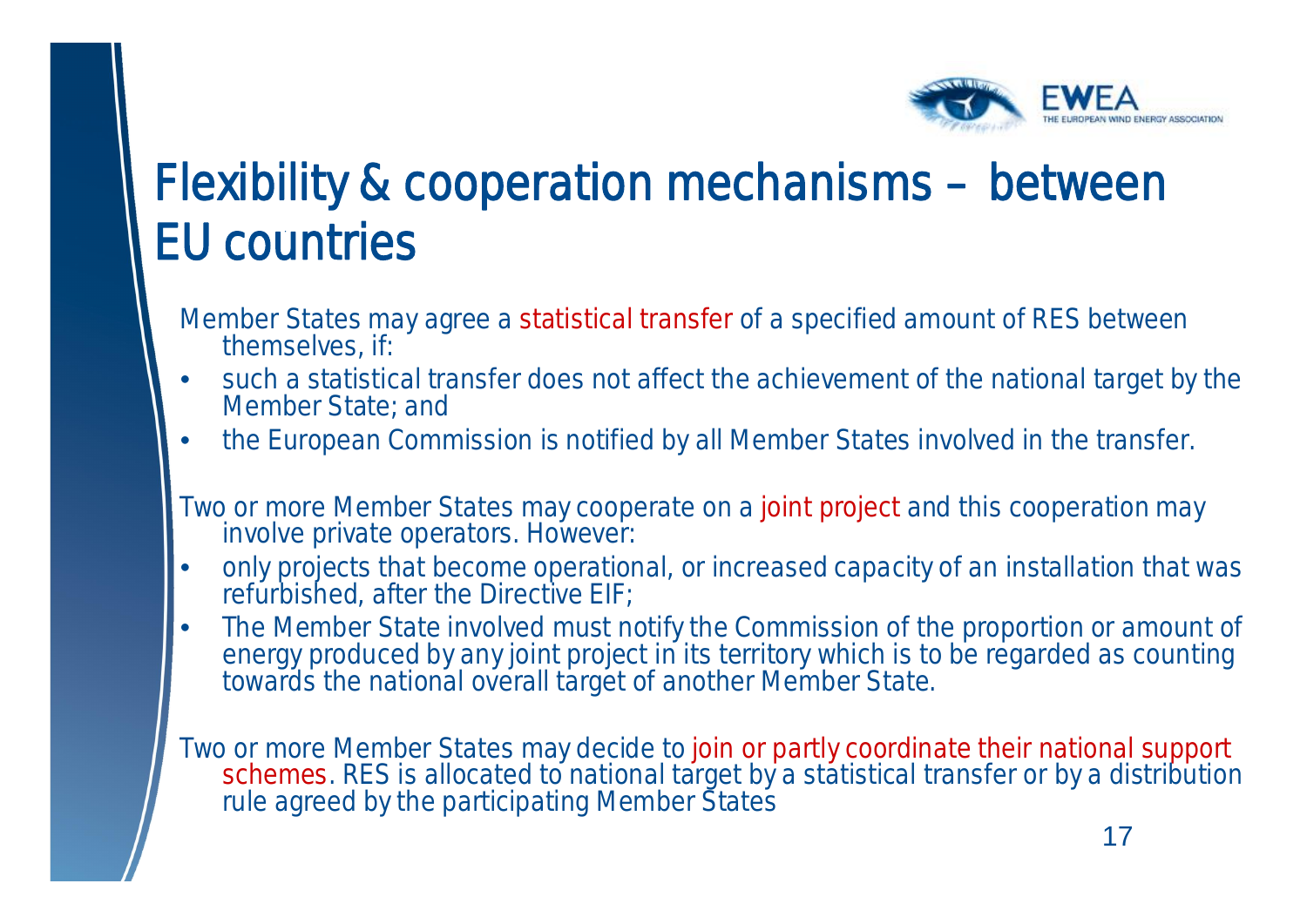# Flexibility & cooperation mechanisms – between EU countries

Member States may agree a statistical transfer of a specified amount of RES between themselves, if:

- such a statistical transfer does not affect the achievement of the national target by the Member State; and
- the European Commission is notified by all Member States involved in the transfer.

Two or more Member States may cooperate on a joint project and this cooperation may involve private operators. However:

- only projects that become operational, or increased capacity of an installation that was refurbished, after the Directive EIF;
- The Member State involved must notify the Commission of the proportion or amount of energy produced by any joint project in its territory which is to be regarded as counting towards the national overall target of another Member State.

Two or more Member States may decide to join or partly coordinate their national support schemes. RES is allocated to national target by a statistical transfer or by a distribution rule agreed by the participating Member States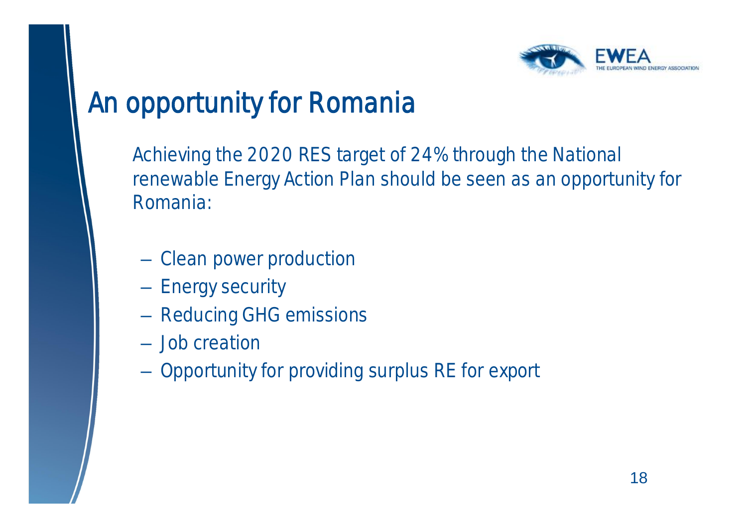# An opportunity for Romania

Achieving the 2020 RES target of 24% through the National renewable Energy Action Plan should be seen as an opportunity for Romania:

- Clean power production
- Energy security
- Reducing GHG emissions
- Job creation
- Opportunity for providing surplus RE for export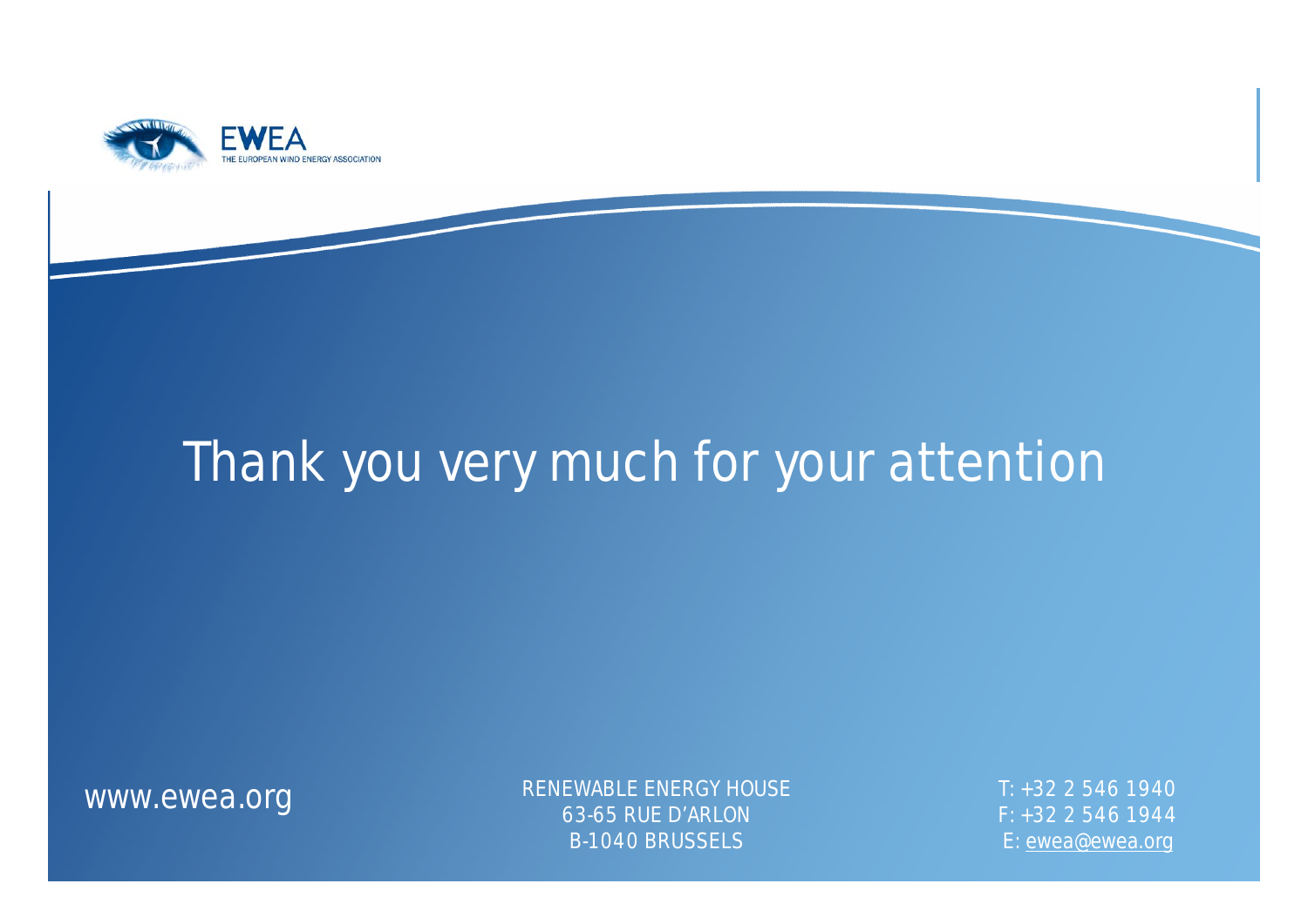EWEA

THE EUROPEAN WIND ENERGY ASSOCIATION

# Thank you very much for your attention

www.ewea.org

RENEWABLE ENERGY HOUSE
63-65 RUE D'ARLON
B-1040 BRUSSELS

T: +32 2 546 1940
F: +32 2 546 1944
E: ewea@ewea.org